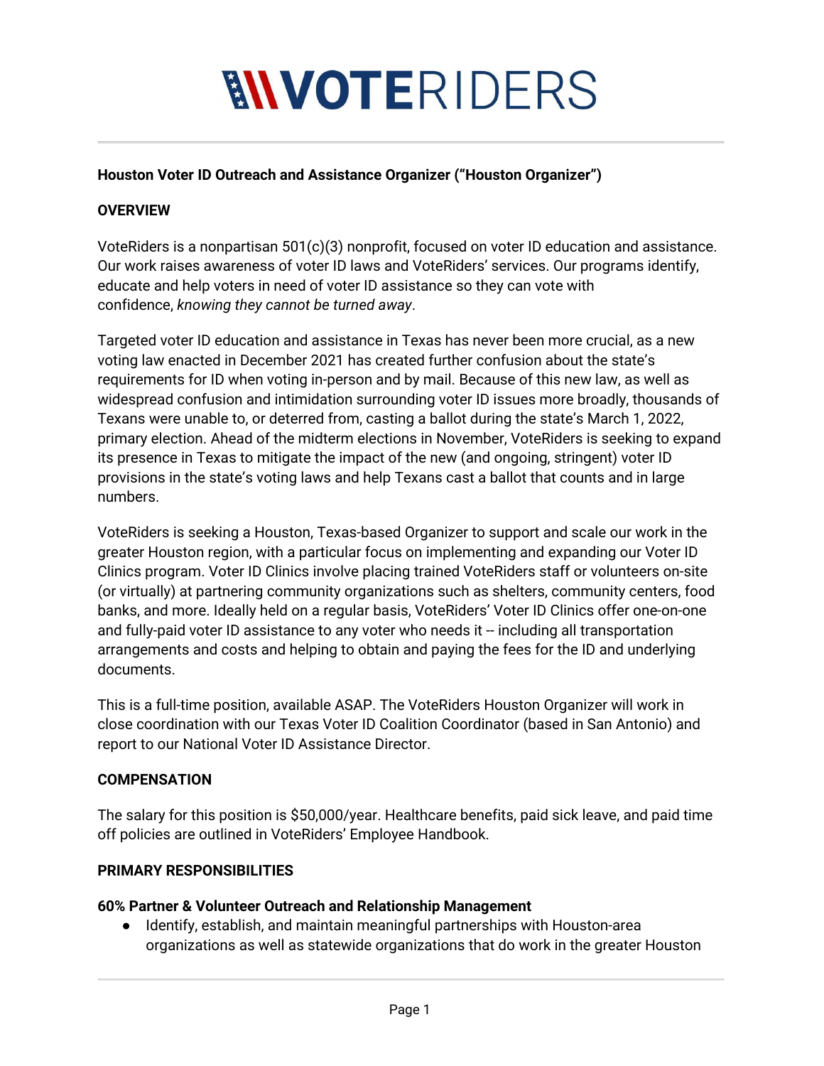# VOTERIDERS

**Houston Voter ID Outreach and Assistance Organizer ("Houston Organizer")**

## OVERVIEW

VoteRiders is a nonpartisan 501(c)(3) nonprofit, focused on voter ID education and assistance. Our work raises awareness of voter ID laws and VoteRiders' services. Our programs identify, educate and help voters in need of voter ID assistance so they can vote with confidence, *knowing they cannot be turned away*.

Targeted voter ID education and assistance in Texas has never been more crucial, as a new voting law enacted in December 2021 has created further confusion about the state's requirements for ID when voting in-person and by mail. Because of this new law, as well as widespread confusion and intimidation surrounding voter ID issues more broadly, thousands of Texans were unable to, or deterred from, casting a ballot during the state's March 1, 2022, primary election. Ahead of the midterm elections in November, VoteRiders is seeking to expand its presence in Texas to mitigate the impact of the new (and ongoing, stringent) voter ID provisions in the state's voting laws and help Texans cast a ballot that counts and in large numbers.

VoteRiders is seeking a Houston, Texas-based Organizer to support and scale our work in the greater Houston region, with a particular focus on implementing and expanding our Voter ID Clinics program. Voter ID Clinics involve placing trained VoteRiders staff or volunteers on-site (or virtually) at partnering community organizations such as shelters, community centers, food banks, and more. Ideally held on a regular basis, VoteRiders' Voter ID Clinics offer one-on-one and fully-paid voter ID assistance to any voter who needs it -- including all transportation arrangements and costs and helping to obtain and paying the fees for the ID and underlying documents.

This is a full-time position, available ASAP. The VoteRiders Houston Organizer will work in close coordination with our Texas Voter ID Coalition Coordinator (based in San Antonio) and report to our National Voter ID Assistance Director.

## COMPENSATION

The salary for this position is $50,000/year. Healthcare benefits, paid sick leave, and paid time off policies are outlined in VoteRiders' Employee Handbook.

## PRIMARY RESPONSIBILITIES

**60% Partner & Volunteer Outreach and Relationship Management**

- Identify, establish, and maintain meaningful partnerships with Houston-area organizations as well as statewide organizations that do work in the greater Houston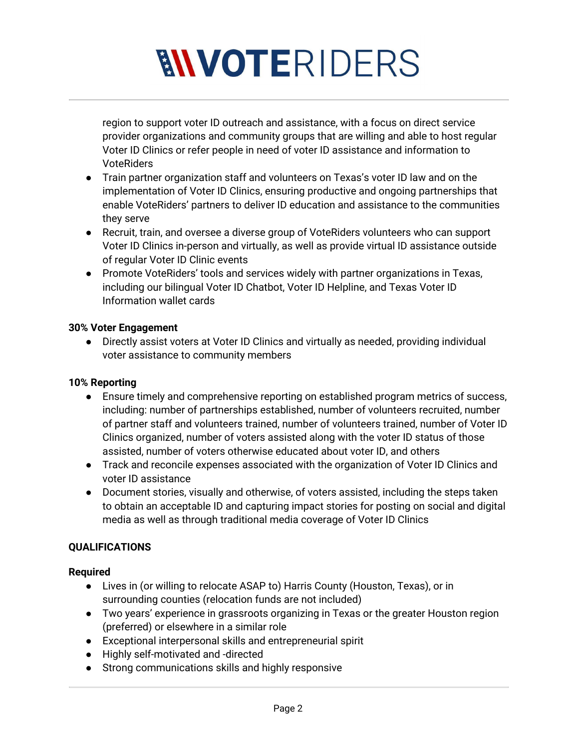region to support voter ID outreach and assistance, with a focus on direct service provider organizations and community groups that are willing and able to host regular Voter ID Clinics or refer people in need of voter ID assistance and information to VoteRiders

- Train partner organization staff and volunteers on Texas's voter ID law and on the implementation of Voter ID Clinics, ensuring productive and ongoing partnerships that enable VoteRiders' partners to deliver ID education and assistance to the communities they serve
- Recruit, train, and oversee a diverse group of VoteRiders volunteers who can support Voter ID Clinics in-person and virtually, as well as provide virtual ID assistance outside of regular Voter ID Clinic events
- Promote VoteRiders' tools and services widely with partner organizations in Texas, including our bilingual Voter ID Chatbot, Voter ID Helpline, and Texas Voter ID Information wallet cards

**30% Voter Engagement**

- Directly assist voters at Voter ID Clinics and virtually as needed, providing individual voter assistance to community members

**10% Reporting**

- Ensure timely and comprehensive reporting on established program metrics of success, including: number of partnerships established, number of volunteers recruited, number of partner staff and volunteers trained, number of volunteers trained, number of Voter ID Clinics organized, number of voters assisted along with the voter ID status of those assisted, number of voters otherwise educated about voter ID, and others
- Track and reconcile expenses associated with the organization of Voter ID Clinics and voter ID assistance
- Document stories, visually and otherwise, of voters assisted, including the steps taken to obtain an acceptable ID and capturing impact stories for posting on social and digital media as well as through traditional media coverage of Voter ID Clinics

**QUALIFICATIONS**

**Required**

- Lives in (or willing to relocate ASAP to) Harris County (Houston, Texas), or in surrounding counties (relocation funds are not included)
- Two years' experience in grassroots organizing in Texas or the greater Houston region (preferred) or elsewhere in a similar role
- Exceptional interpersonal skills and entrepreneurial spirit
- Highly self-motivated and -directed
- Strong communications skills and highly responsive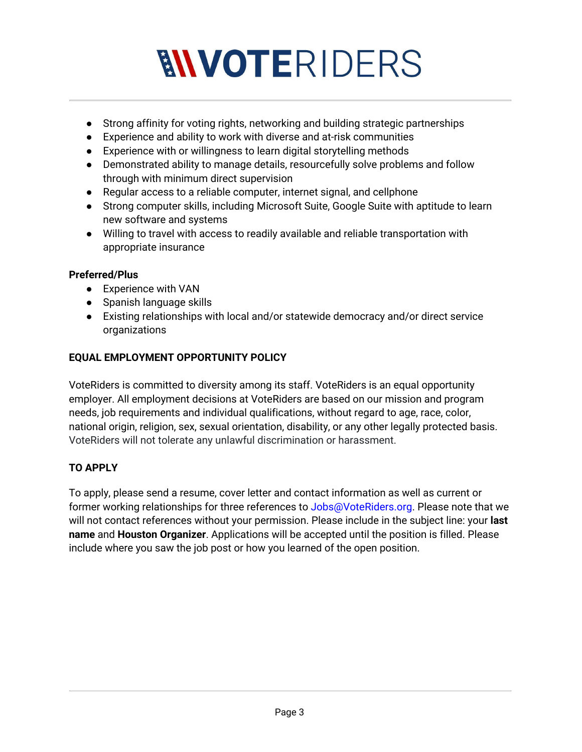- Strong affinity for voting rights, networking and building strategic partnerships
- Experience and ability to work with diverse and at-risk communities
- Experience with or willingness to learn digital storytelling methods
- Demonstrated ability to manage details, resourcefully solve problems and follow through with minimum direct supervision
- Regular access to a reliable computer, internet signal, and cellphone
- Strong computer skills, including Microsoft Suite, Google Suite with aptitude to learn new software and systems
- Willing to travel with access to readily available and reliable transportation with appropriate insurance

**Preferred/Plus**

- Experience with VAN
- Spanish language skills
- Existing relationships with local and/or statewide democracy and/or direct service organizations

**EQUAL EMPLOYMENT OPPORTUNITY POLICY**

VoteRiders is committed to diversity among its staff. VoteRiders is an equal opportunity employer. All employment decisions at VoteRiders are based on our mission and program needs, job requirements and individual qualifications, without regard to age, race, color, national origin, religion, sex, sexual orientation, disability, or any other legally protected basis. VoteRiders will not tolerate any unlawful discrimination or harassment.

**TO APPLY**

To apply, please send a resume, cover letter and contact information as well as current or former working relationships for three references to Jobs@VoteRiders.org. Please note that we will not contact references without your permission. Please include in the subject line: your **last name** and **Houston Organizer**. Applications will be accepted until the position is filled. Please include where you saw the job post or how you learned of the open position.